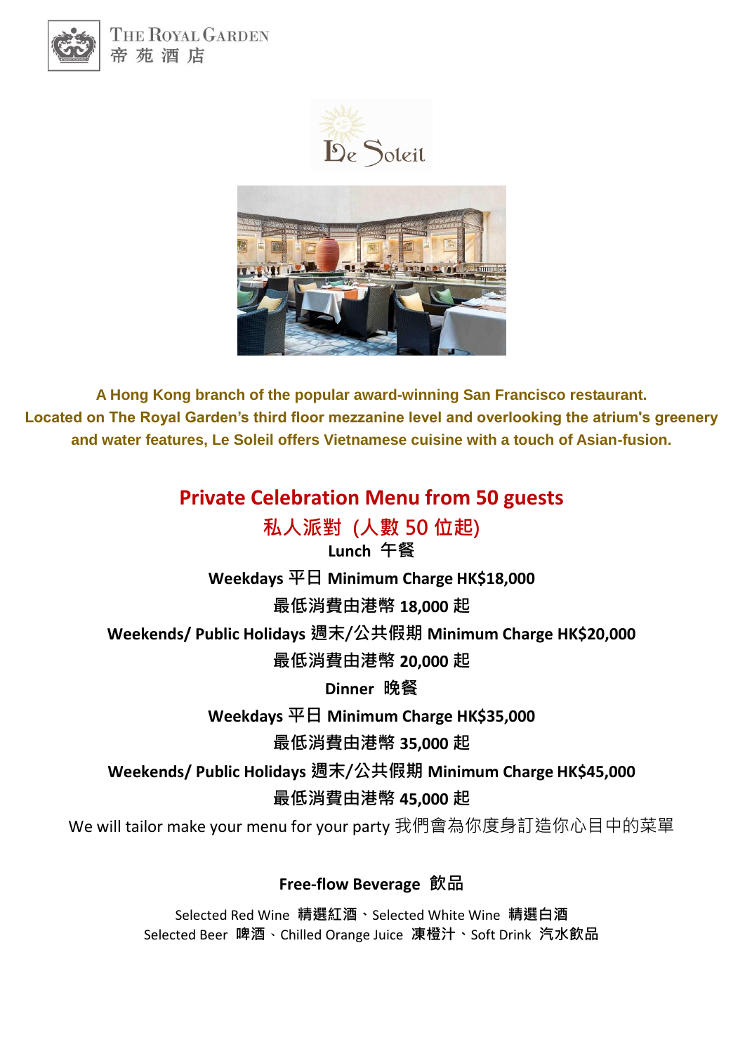THE ROYAL GARDEN
帝苑酒店

Le Soleil

**A Hong Kong branch of the popular award-winning San Francisco restaurant.**
**Located on The Royal Garden's third floor mezzanine level and overlooking the atrium's greenery and water features, Le Soleil offers Vietnamese cuisine with a touch of Asian-fusion.**

## Private Celebration Menu from 50 guests

## 私人派對 (人數 50 位起)

**Lunch 午餐**

**Weekdays 平日 Minimum Charge HK$18,000**

**最低消費由港幣 18,000 起**

**Weekends/ Public Holidays 週末/公共假期 Minimum Charge HK$20,000**

**最低消費由港幣 20,000 起**

**Dinner 晚餐**

**Weekdays 平日 Minimum Charge HK$35,000**

**最低消費由港幣 35,000 起**

**Weekends/ Public Holidays 週末/公共假期 Minimum Charge HK$45,000**

**最低消費由港幣 45,000 起**

We will tailor make your menu for your party 我們會為你度身訂造你心目中的菜單

**Free-flow Beverage 飲品**

Selected Red Wine **精選紅酒**、Selected White Wine **精選白酒**
Selected Beer **啤酒**、Chilled Orange Juice **凍橙汁**、Soft Drink **汽水飲品**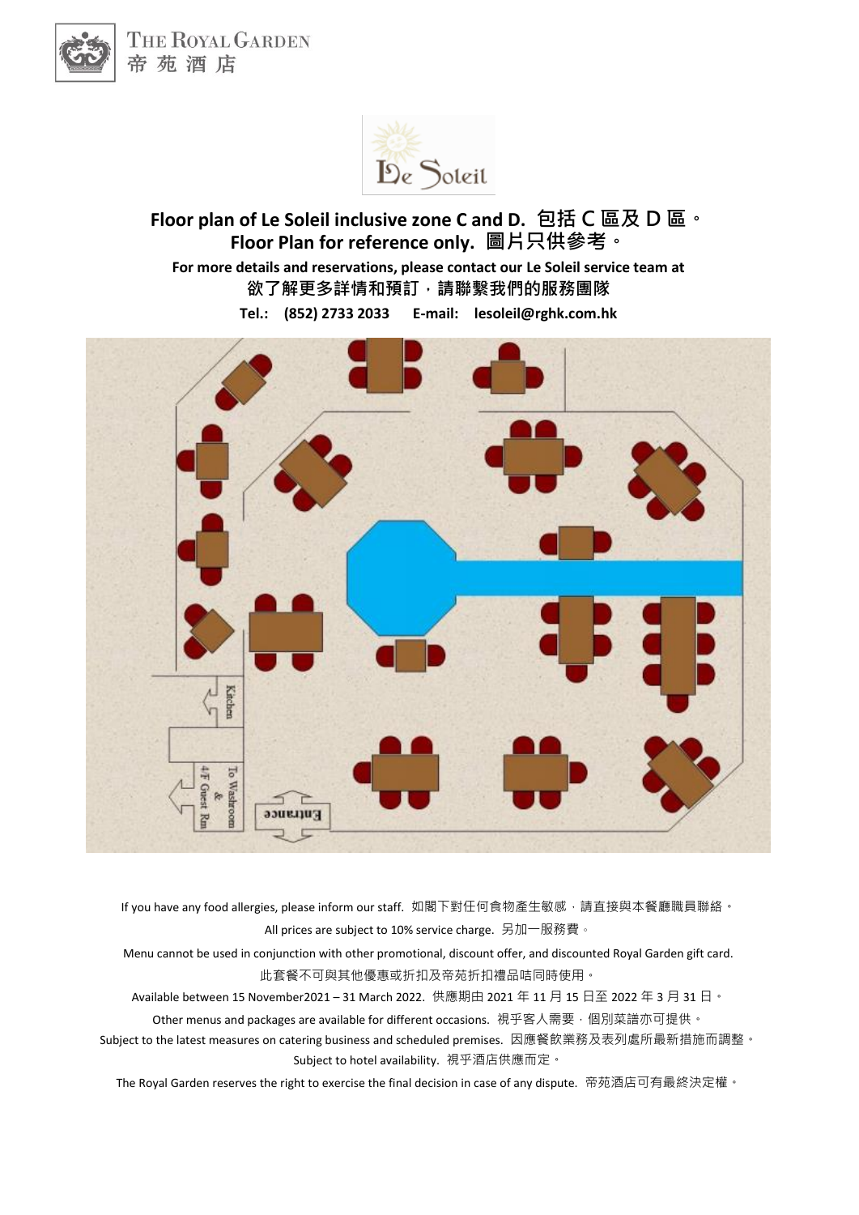**Floor plan of Le Soleil inclusive zone C and D. 包括 C 區及 D 區。**
**Floor Plan for reference only. 圖片只供參考。**

**For more details and reservations, please contact our Le Soleil service team at**
**欲了解更多詳情和預訂，請聯繫我們的服務團隊**

**Tel.: (852) 2733 2033 E-mail: lesoleil@rghk.com.hk**

Kitchen

To Washroom & 4/F Guest Rm

Entrance

If you have any food allergies, please inform our staff. 如閣下對任何食物產生敏感，請直接與本餐廳職員聯絡。

All prices are subject to 10% service charge. 另加一服務費。

Menu cannot be used in conjunction with other promotional, discount offer, and discounted Royal Garden gift card.
此套餐不可與其他優惠或折扣及帝苑折扣禮品咭同時使用。

Available between 15 November2021 – 31 March 2022. 供應期由 2021 年 11 月 15 日至 2022 年 3 月 31 日。

Other menus and packages are available for different occasions. 視乎客人需要，個別菜譜亦可提供。

Subject to the latest measures on catering business and scheduled premises. 因應餐飲業務及表列處所最新措施而調整。

Subject to hotel availability. 視乎酒店供應而定。

The Royal Garden reserves the right to exercise the final decision in case of any dispute. 帝苑酒店可有最終決定權。